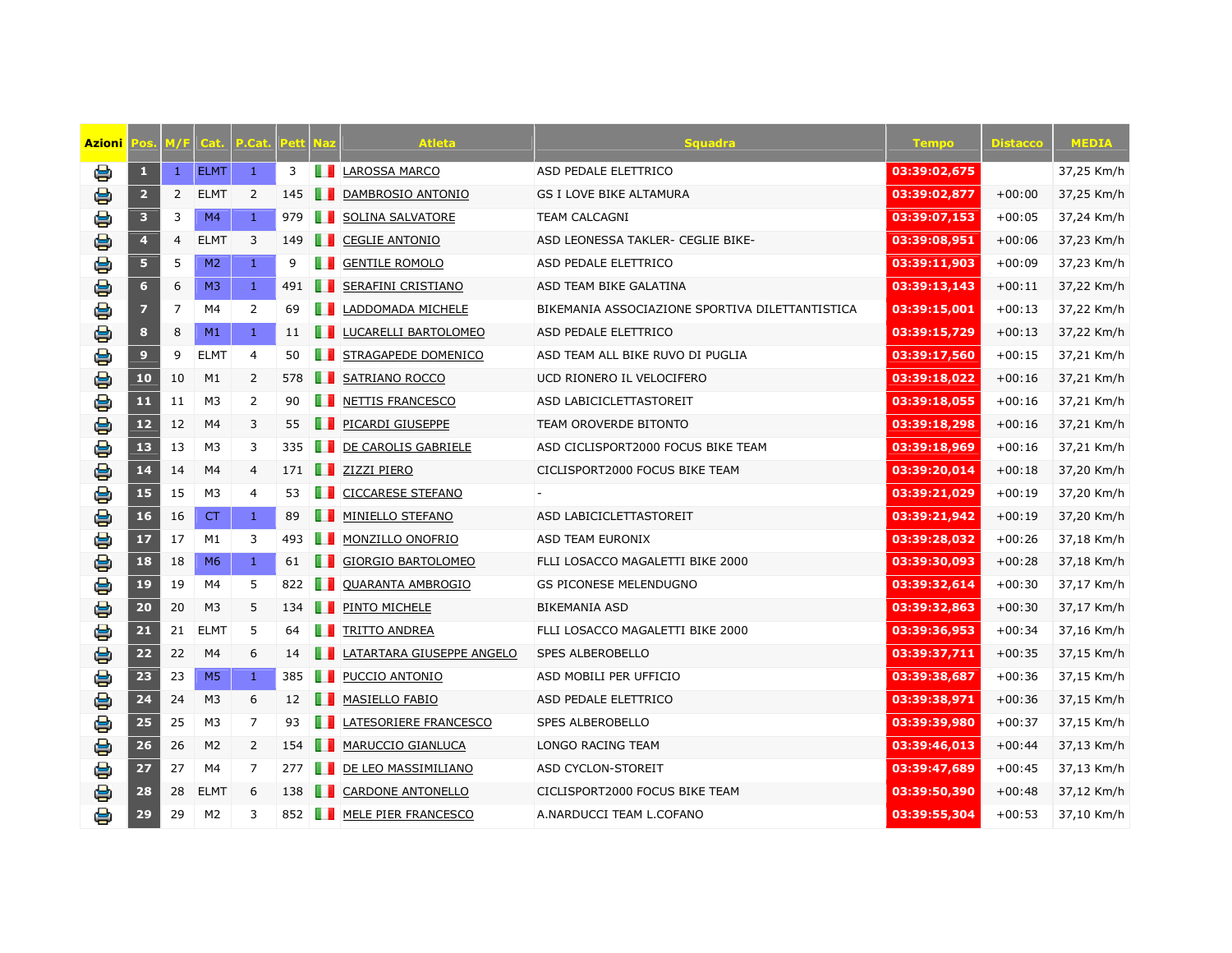| Azioni | Pos. | M/F | Cat. | P.Cat. | Pett | Naz | Atleta | Squadra | Tempo | Distacco | MEDIA |
|---|---|---|---|---|---|---|---|---|---|---|---|
| | 1 | 1 | ELMT | 1 | 3 | | LAROSSA MARCO | ASD PEDALE ELETTRICO | 03:39:02,675 | | 37,25 Km/h |
| | 2 | 2 | ELMT | 2 | 145 | | DAMBROSIO ANTONIO | GS I LOVE BIKE ALTAMURA | 03:39:02,877 | +00:00 | 37,25 Km/h |
| | 3 | 3 | M4 | 1 | 979 | | SOLINA SALVATORE | TEAM CALCAGNI | 03:39:07,153 | +00:05 | 37,24 Km/h |
| | 4 | 4 | ELMT | 3 | 149 | | CEGLIE ANTONIO | ASD LEONESSA TAKLER- CEGLIE BIKE- | 03:39:08,951 | +00:06 | 37,23 Km/h |
| | 5 | 5 | M2 | 1 | 9 | | GENTILE ROMOLO | ASD PEDALE ELETTRICO | 03:39:11,903 | +00:09 | 37,23 Km/h |
| | 6 | 6 | M3 | 1 | 491 | | SERAFINI CRISTIANO | ASD TEAM BIKE GALATINA | 03:39:13,143 | +00:11 | 37,22 Km/h |
| | 7 | 7 | M4 | 2 | 69 | | LADDOMADA MICHELE | BIKEMANIA ASSOCIAZIONE SPORTIVA DILETTANTISTICA | 03:39:15,001 | +00:13 | 37,22 Km/h |
| | 8 | 8 | M1 | 1 | 11 | | LUCARELLI BARTOLOMEO | ASD PEDALE ELETTRICO | 03:39:15,729 | +00:13 | 37,22 Km/h |
| | 9 | 9 | ELMT | 4 | 50 | | STRAGAPEDE DOMENICO | ASD TEAM ALL BIKE RUVO DI PUGLIA | 03:39:17,560 | +00:15 | 37,21 Km/h |
| | 10 | 10 | M1 | 2 | 578 | | SATRIANO ROCCO | UCD RIONERO IL VELOCIFERO | 03:39:18,022 | +00:16 | 37,21 Km/h |
| | 11 | 11 | M3 | 2 | 90 | | NETTIS FRANCESCO | ASD LABICICLETTASTOREIT | 03:39:18,055 | +00:16 | 37,21 Km/h |
| | 12 | 12 | M4 | 3 | 55 | | PICARDI GIUSEPPE | TEAM OROVERDE BITONTO | 03:39:18,298 | +00:16 | 37,21 Km/h |
| | 13 | 13 | M3 | 3 | 335 | | DE CAROLIS GABRIELE | ASD CICLISPORT2000 FOCUS BIKE TEAM | 03:39:18,969 | +00:16 | 37,21 Km/h |
| | 14 | 14 | M4 | 4 | 171 | | ZIZZI PIERO | CICLISPORT2000 FOCUS BIKE TEAM | 03:39:20,014 | +00:18 | 37,20 Km/h |
| | 15 | 15 | M3 | 4 | 53 | | CICCARESE STEFANO | - | 03:39:21,029 | +00:19 | 37,20 Km/h |
| | 16 | 16 | CT | 1 | 89 | | MINIELLO STEFANO | ASD LABICICLETTASTOREIT | 03:39:21,942 | +00:19 | 37,20 Km/h |
| | 17 | 17 | M1 | 3 | 493 | | MONZILLO ONOFRIO | ASD TEAM EURONIX | 03:39:28,032 | +00:26 | 37,18 Km/h |
| | 18 | 18 | M6 | 1 | 61 | | GIORGIO BARTOLOMEO | FLLI LOSACCO MAGALETTI BIKE 2000 | 03:39:30,093 | +00:28 | 37,18 Km/h |
| | 19 | 19 | M4 | 5 | 822 | | QUARANTA AMBROGIO | GS PICONESE MELENDUGNO | 03:39:32,614 | +00:30 | 37,17 Km/h |
| | 20 | 20 | M3 | 5 | 134 | | PINTO MICHELE | BIKEMANIA ASD | 03:39:32,863 | +00:30 | 37,17 Km/h |
| | 21 | 21 | ELMT | 5 | 64 | | TRITTO ANDREA | FLLI LOSACCO MAGALETTI BIKE 2000 | 03:39:36,953 | +00:34 | 37,16 Km/h |
| | 22 | 22 | M4 | 6 | 14 | | LATARTARA GIUSEPPE ANGELO | SPES ALBEROBELLO | 03:39:37,711 | +00:35 | 37,15 Km/h |
| | 23 | 23 | M5 | 1 | 385 | | PUCCIO ANTONIO | ASD MOBILI PER UFFICIO | 03:39:38,687 | +00:36 | 37,15 Km/h |
| | 24 | 24 | M3 | 6 | 12 | | MASIELLO FABIO | ASD PEDALE ELETTRICO | 03:39:38,971 | +00:36 | 37,15 Km/h |
| | 25 | 25 | M3 | 7 | 93 | | LATESORIERE FRANCESCO | SPES ALBEROBELLO | 03:39:39,980 | +00:37 | 37,15 Km/h |
| | 26 | 26 | M2 | 2 | 154 | | MARUCCIO GIANLUCA | LONGO RACING TEAM | 03:39:46,013 | +00:44 | 37,13 Km/h |
| | 27 | 27 | M4 | 7 | 277 | | DE LEO MASSIMILIANO | ASD CYCLON-STOREIT | 03:39:47,689 | +00:45 | 37,13 Km/h |
| | 28 | 28 | ELMT | 6 | 138 | | CARDONE ANTONELLO | CICLISPORT2000 FOCUS BIKE TEAM | 03:39:50,390 | +00:48 | 37,12 Km/h |
| | 29 | 29 | M2 | 3 | 852 | | MELE PIER FRANCESCO | A.NARDUCCI TEAM L.COFANO | 03:39:55,304 | +00:53 | 37,10 Km/h |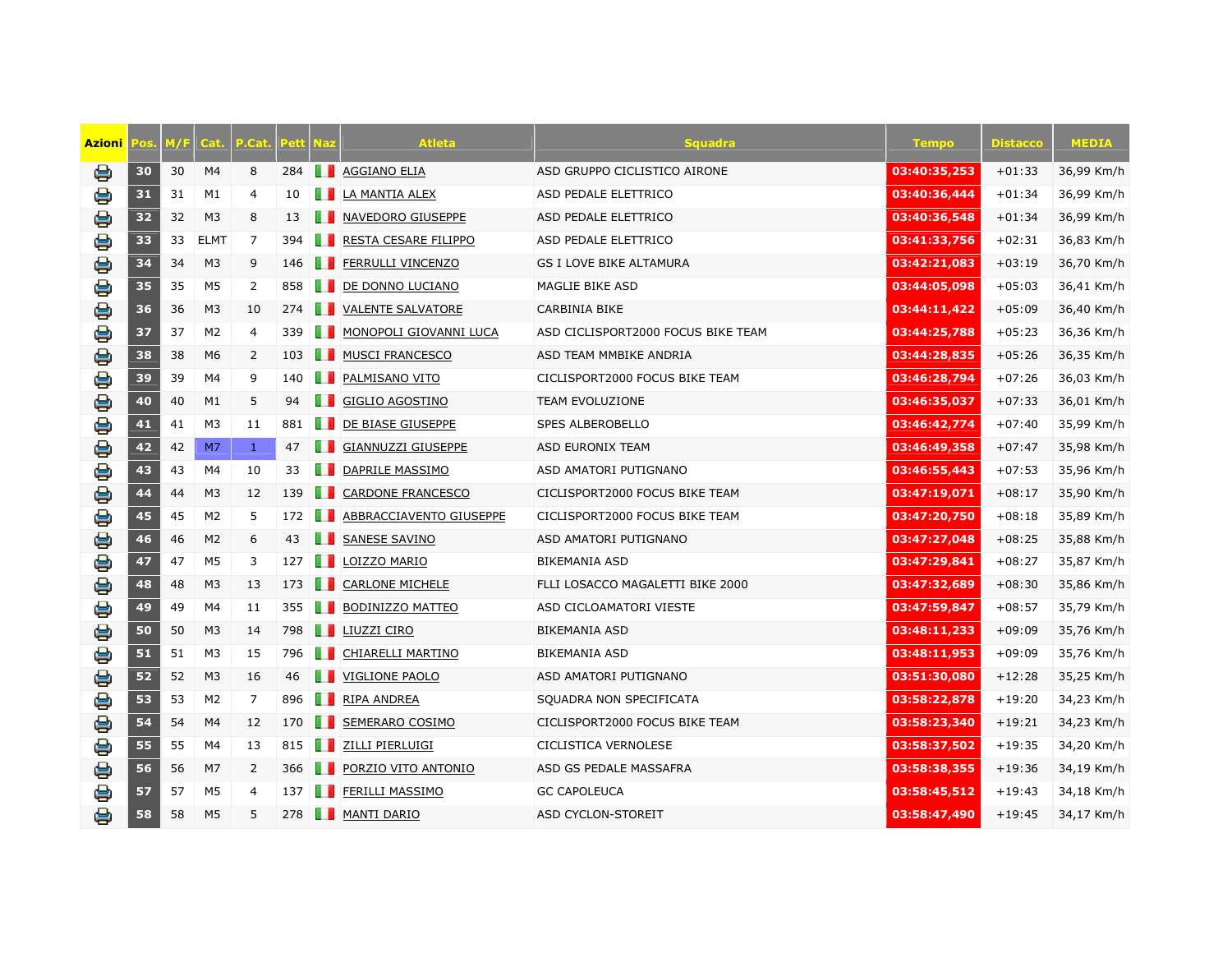| Azioni | Pos. | M/F | Cat. | P.Cat. | Pett | Naz | Atleta | Squadra | Tempo | Distacco | MEDIA |
|---|---|---|---|---|---|---|---|---|---|---|---|
| | 30 | 30 | M4 | 8 | 284 | | AGGIANO ELIA | ASD GRUPPO CICLISTICO AIRONE | 03:40:35,253 | +01:33 | 36,99 Km/h |
| | 31 | 31 | M1 | 4 | 10 | | LA MANTIA ALEX | ASD PEDALE ELETTRICO | 03:40:36,444 | +01:34 | 36,99 Km/h |
| | 32 | 32 | M3 | 8 | 13 | | NAVEDORO GIUSEPPE | ASD PEDALE ELETTRICO | 03:40:36,548 | +01:34 | 36,99 Km/h |
| | 33 | 33 | ELMT | 7 | 394 | | RESTA CESARE FILIPPO | ASD PEDALE ELETTRICO | 03:41:33,756 | +02:31 | 36,83 Km/h |
| | 34 | 34 | M3 | 9 | 146 | | FERRULLI VINCENZO | GS I LOVE BIKE ALTAMURA | 03:42:21,083 | +03:19 | 36,70 Km/h |
| | 35 | 35 | M5 | 2 | 858 | | DE DONNO LUCIANO | MAGLIE BIKE ASD | 03:44:05,098 | +05:03 | 36,41 Km/h |
| | 36 | 36 | M3 | 10 | 274 | | VALENTE SALVATORE | CARBINIA BIKE | 03:44:11,422 | +05:09 | 36,40 Km/h |
| | 37 | 37 | M2 | 4 | 339 | | MONOPOLI GIOVANNI LUCA | ASD CICLISPORT2000 FOCUS BIKE TEAM | 03:44:25,788 | +05:23 | 36,36 Km/h |
| | 38 | 38 | M6 | 2 | 103 | | MUSCI FRANCESCO | ASD TEAM MMBIKE ANDRIA | 03:44:28,835 | +05:26 | 36,35 Km/h |
| | 39 | 39 | M4 | 9 | 140 | | PALMISANO VITO | CICLISPORT2000 FOCUS BIKE TEAM | 03:46:28,794 | +07:26 | 36,03 Km/h |
| | 40 | 40 | M1 | 5 | 94 | | GIGLIO AGOSTINO | TEAM EVOLUZIONE | 03:46:35,037 | +07:33 | 36,01 Km/h |
| | 41 | 41 | M3 | 11 | 881 | | DE BIASE GIUSEPPE | SPES ALBEROBELLO | 03:46:42,774 | +07:40 | 35,99 Km/h |
| | 42 | 42 | M7 | 1 | 47 | | GIANNUZZI GIUSEPPE | ASD EURONIX TEAM | 03:46:49,358 | +07:47 | 35,98 Km/h |
| | 43 | 43 | M4 | 10 | 33 | | DAPRILE MASSIMO | ASD AMATORI PUTIGNANO | 03:46:55,443 | +07:53 | 35,96 Km/h |
| | 44 | 44 | M3 | 12 | 139 | | CARDONE FRANCESCO | CICLISPORT2000 FOCUS BIKE TEAM | 03:47:19,071 | +08:17 | 35,90 Km/h |
| | 45 | 45 | M2 | 5 | 172 | | ABBRACCIAVENTO GIUSEPPE | CICLISPORT2000 FOCUS BIKE TEAM | 03:47:20,750 | +08:18 | 35,89 Km/h |
| | 46 | 46 | M2 | 6 | 43 | | SANESE SAVINO | ASD AMATORI PUTIGNANO | 03:47:27,048 | +08:25 | 35,88 Km/h |
| | 47 | 47 | M5 | 3 | 127 | | LOIZZO MARIO | BIKEMANIA ASD | 03:47:29,841 | +08:27 | 35,87 Km/h |
| | 48 | 48 | M3 | 13 | 173 | | CARLONE MICHELE | FLLI LOSACCO MAGALETTI BIKE 2000 | 03:47:32,689 | +08:30 | 35,86 Km/h |
| | 49 | 49 | M4 | 11 | 355 | | BODINIZZO MATTEO | ASD CICLOAMATORI VIESTE | 03:47:59,847 | +08:57 | 35,79 Km/h |
| | 50 | 50 | M3 | 14 | 798 | | LIUZZI CIRO | BIKEMANIA ASD | 03:48:11,233 | +09:09 | 35,76 Km/h |
| | 51 | 51 | M3 | 15 | 796 | | CHIARELLI MARTINO | BIKEMANIA ASD | 03:48:11,953 | +09:09 | 35,76 Km/h |
| | 52 | 52 | M3 | 16 | 46 | | VIGLIONE PAOLO | ASD AMATORI PUTIGNANO | 03:51:30,080 | +12:28 | 35,25 Km/h |
| | 53 | 53 | M2 | 7 | 896 | | RIPA ANDREA | SQUADRA NON SPECIFICATA | 03:58:22,878 | +19:20 | 34,23 Km/h |
| | 54 | 54 | M4 | 12 | 170 | | SEMERARO COSIMO | CICLISPORT2000 FOCUS BIKE TEAM | 03:58:23,340 | +19:21 | 34,23 Km/h |
| | 55 | 55 | M4 | 13 | 815 | | ZILLI PIERLUIGI | CICLISTICA VERNOLESE | 03:58:37,502 | +19:35 | 34,20 Km/h |
| | 56 | 56 | M7 | 2 | 366 | | PORZIO VITO ANTONIO | ASD GS PEDALE MASSAFRA | 03:58:38,355 | +19:36 | 34,19 Km/h |
| | 57 | 57 | M5 | 4 | 137 | | FERILLI MASSIMO | GC CAPOLEUCA | 03:58:45,512 | +19:43 | 34,18 Km/h |
| | 58 | 58 | M5 | 5 | 278 | | MANTI DARIO | ASD CYCLON-STOREIT | 03:58:47,490 | +19:45 | 34,17 Km/h |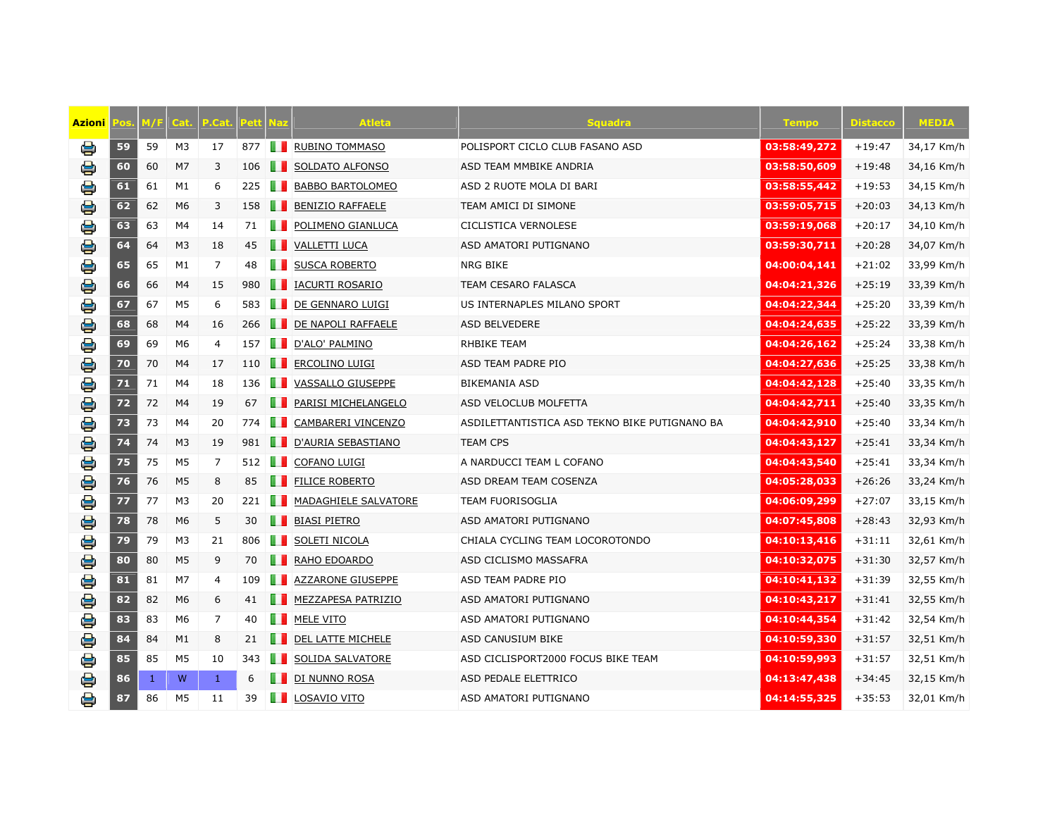| Azioni | Pos. | M/F | Cat. | P.Cat. | Pett | Naz | Atleta | Squadra | Tempo | Distacco | MEDIA |
|---|---|---|---|---|---|---|---|---|---|---|---|
| | 59 | 59 | M3 | 17 | 877 | | RUBINO TOMMASO | POLISPORT CICLO CLUB FASANO ASD | 03:58:49,272 | +19:47 | 34,17 Km/h |
| | 60 | 60 | M7 | 3 | 106 | | SOLDATO ALFONSO | ASD TEAM MMBIKE ANDRIA | 03:58:50,609 | +19:48 | 34,16 Km/h |
| | 61 | 61 | M1 | 6 | 225 | | BABBO BARTOLOMEO | ASD 2 RUOTE MOLA DI BARI | 03:58:55,442 | +19:53 | 34,15 Km/h |
| | 62 | 62 | M6 | 3 | 158 | | BENIZIO RAFFAELE | TEAM AMICI DI SIMONE | 03:59:05,715 | +20:03 | 34,13 Km/h |
| | 63 | 63 | M4 | 14 | 71 | | POLIMENO GIANLUCA | CICLISTICA VERNOLESE | 03:59:19,068 | +20:17 | 34,10 Km/h |
| | 64 | 64 | M3 | 18 | 45 | | VALLETTI LUCA | ASD AMATORI PUTIGNANO | 03:59:30,711 | +20:28 | 34,07 Km/h |
| | 65 | 65 | M1 | 7 | 48 | | SUSCA ROBERTO | NRG BIKE | 04:00:04,141 | +21:02 | 33,99 Km/h |
| | 66 | 66 | M4 | 15 | 980 | | IACURTI ROSARIO | TEAM CESARO FALASCA | 04:04:21,326 | +25:19 | 33,39 Km/h |
| | 67 | 67 | M5 | 6 | 583 | | DE GENNARO LUIGI | US INTERNAPLES MILANO SPORT | 04:04:22,344 | +25:20 | 33,39 Km/h |
| | 68 | 68 | M4 | 16 | 266 | | DE NAPOLI RAFFAELE | ASD BELVEDERE | 04:04:24,635 | +25:22 | 33,39 Km/h |
| | 69 | 69 | M6 | 4 | 157 | | D'ALO' PALMINO | RHBIKE TEAM | 04:04:26,162 | +25:24 | 33,38 Km/h |
| | 70 | 70 | M4 | 17 | 110 | | ERCOLINO LUIGI | ASD TEAM PADRE PIO | 04:04:27,636 | +25:25 | 33,38 Km/h |
| | 71 | 71 | M4 | 18 | 136 | | VASSALLO GIUSEPPE | BIKEMANIA ASD | 04:04:42,128 | +25:40 | 33,35 Km/h |
| | 72 | 72 | M4 | 19 | 67 | | PARISI MICHELANGELO | ASD VELOCLUB MOLFETTA | 04:04:42,711 | +25:40 | 33,35 Km/h |
| | 73 | 73 | M4 | 20 | 774 | | CAMBARERI VINCENZO | ASDILETTANTISTICA ASD TEKNO BIKE PUTIGNANO BA | 04:04:42,910 | +25:40 | 33,34 Km/h |
| | 74 | 74 | M3 | 19 | 981 | | D'AURIA SEBASTIANO | TEAM CPS | 04:04:43,127 | +25:41 | 33,34 Km/h |
| | 75 | 75 | M5 | 7 | 512 | | COFANO LUIGI | A NARDUCCI TEAM L COFANO | 04:04:43,540 | +25:41 | 33,34 Km/h |
| | 76 | 76 | M5 | 8 | 85 | | FILICE ROBERTO | ASD DREAM TEAM COSENZA | 04:05:28,033 | +26:26 | 33,24 Km/h |
| | 77 | 77 | M3 | 20 | 221 | | MADAGHIELE SALVATORE | TEAM FUORISOGLIA | 04:06:09,299 | +27:07 | 33,15 Km/h |
| | 78 | 78 | M6 | 5 | 30 | | BIASI PIETRO | ASD AMATORI PUTIGNANO | 04:07:45,808 | +28:43 | 32,93 Km/h |
| | 79 | 79 | M3 | 21 | 806 | | SOLETI NICOLA | CHIALA CYCLING TEAM LOCOROTONDO | 04:10:13,416 | +31:11 | 32,61 Km/h |
| | 80 | 80 | M5 | 9 | 70 | | RAHO EDOARDO | ASD CICLISMO MASSAFRA | 04:10:32,075 | +31:30 | 32,57 Km/h |
| | 81 | 81 | M7 | 4 | 109 | | AZZARONE GIUSEPPE | ASD TEAM PADRE PIO | 04:10:41,132 | +31:39 | 32,55 Km/h |
| | 82 | 82 | M6 | 6 | 41 | | MEZZAPESA PATRIZIO | ASD AMATORI PUTIGNANO | 04:10:43,217 | +31:41 | 32,55 Km/h |
| | 83 | 83 | M6 | 7 | 40 | | MELE VITO | ASD AMATORI PUTIGNANO | 04:10:44,354 | +31:42 | 32,54 Km/h |
| | 84 | 84 | M1 | 8 | 21 | | DEL LATTE MICHELE | ASD CANUSIUM BIKE | 04:10:59,330 | +31:57 | 32,51 Km/h |
| | 85 | 85 | M5 | 10 | 343 | | SOLIDA SALVATORE | ASD CICLISPORT2000 FOCUS BIKE TEAM | 04:10:59,993 | +31:57 | 32,51 Km/h |
| | 86 | 1 | W | 1 | 6 | | DI NUNNO ROSA | ASD PEDALE ELETTRICO | 04:13:47,438 | +34:45 | 32,15 Km/h |
| | 87 | 86 | M5 | 11 | 39 | | LOSAVIO VITO | ASD AMATORI PUTIGNANO | 04:14:55,325 | +35:53 | 32,01 Km/h |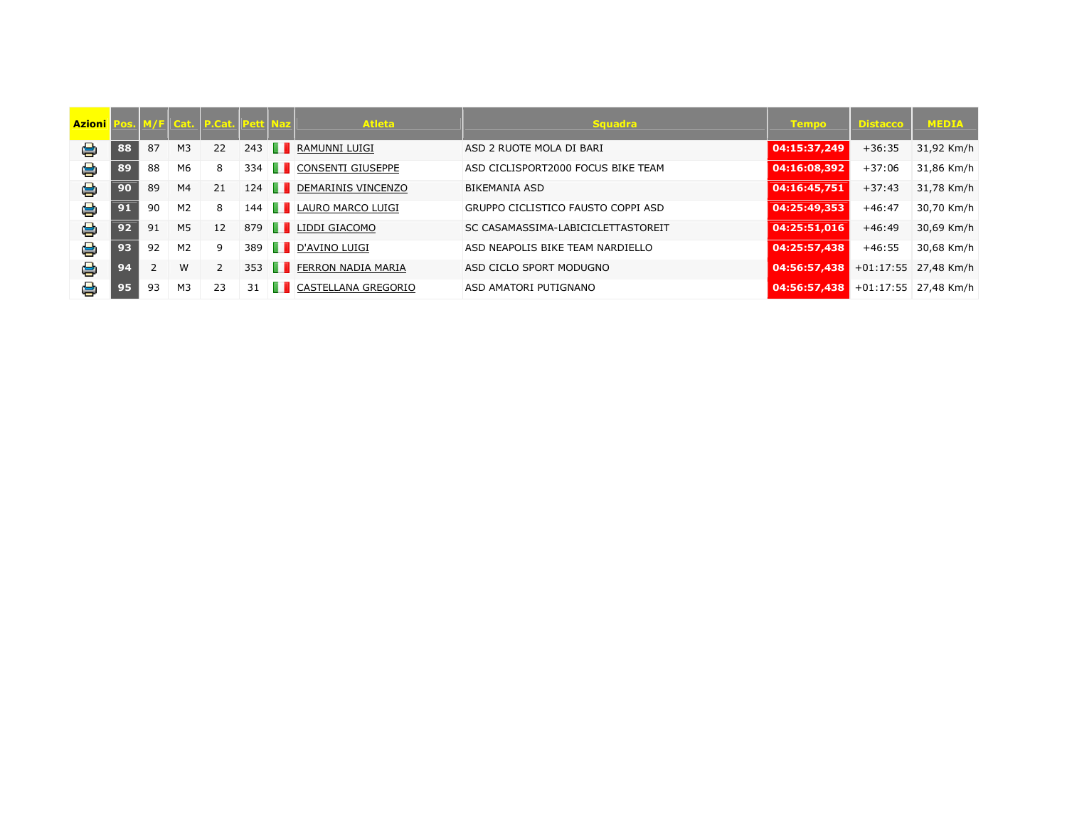| Azioni | Pos. | M/F | Cat. | P.Cat. | Pett | Naz | Atleta | Squadra | Tempo | Distacco | MEDIA |
|---|---|---|---|---|---|---|---|---|---|---|---|
| | 88 | 87 | M3 | 22 | 243 | | RAMUNNI LUIGI | ASD 2 RUOTE MOLA DI BARI | 04:15:37,249 | +36:35 | 31,92 Km/h |
| | 89 | 88 | M6 | 8 | 334 | | CONSENTI GIUSEPPE | ASD CICLISPORT2000 FOCUS BIKE TEAM | 04:16:08,392 | +37:06 | 31,86 Km/h |
| | 90 | 89 | M4 | 21 | 124 | | DEMARINIS VINCENZO | BIKEMANIA ASD | 04:16:45,751 | +37:43 | 31,78 Km/h |
| | 91 | 90 | M2 | 8 | 144 | | LAURO MARCO LUIGI | GRUPPO CICLISTICO FAUSTO COPPI ASD | 04:25:49,353 | +46:47 | 30,70 Km/h |
| | 92 | 91 | M5 | 12 | 879 | | LIDDI GIACOMO | SC CASAMASSIMA-LABICICLETTASTOREIT | 04:25:51,016 | +46:49 | 30,69 Km/h |
| | 93 | 92 | M2 | 9 | 389 | | D'AVINO LUIGI | ASD NEAPOLIS BIKE TEAM NARDIELLO | 04:25:57,438 | +46:55 | 30,68 Km/h |
| | 94 | 2 | W | 2 | 353 | | FERRON NADIA MARIA | ASD CICLO SPORT MODUGNO | 04:56:57,438 | +01:17:55 | 27,48 Km/h |
| | 95 | 93 | M3 | 23 | 31 | | CASTELLANA GREGORIO | ASD AMATORI PUTIGNANO | 04:56:57,438 | +01:17:55 | 27,48 Km/h |